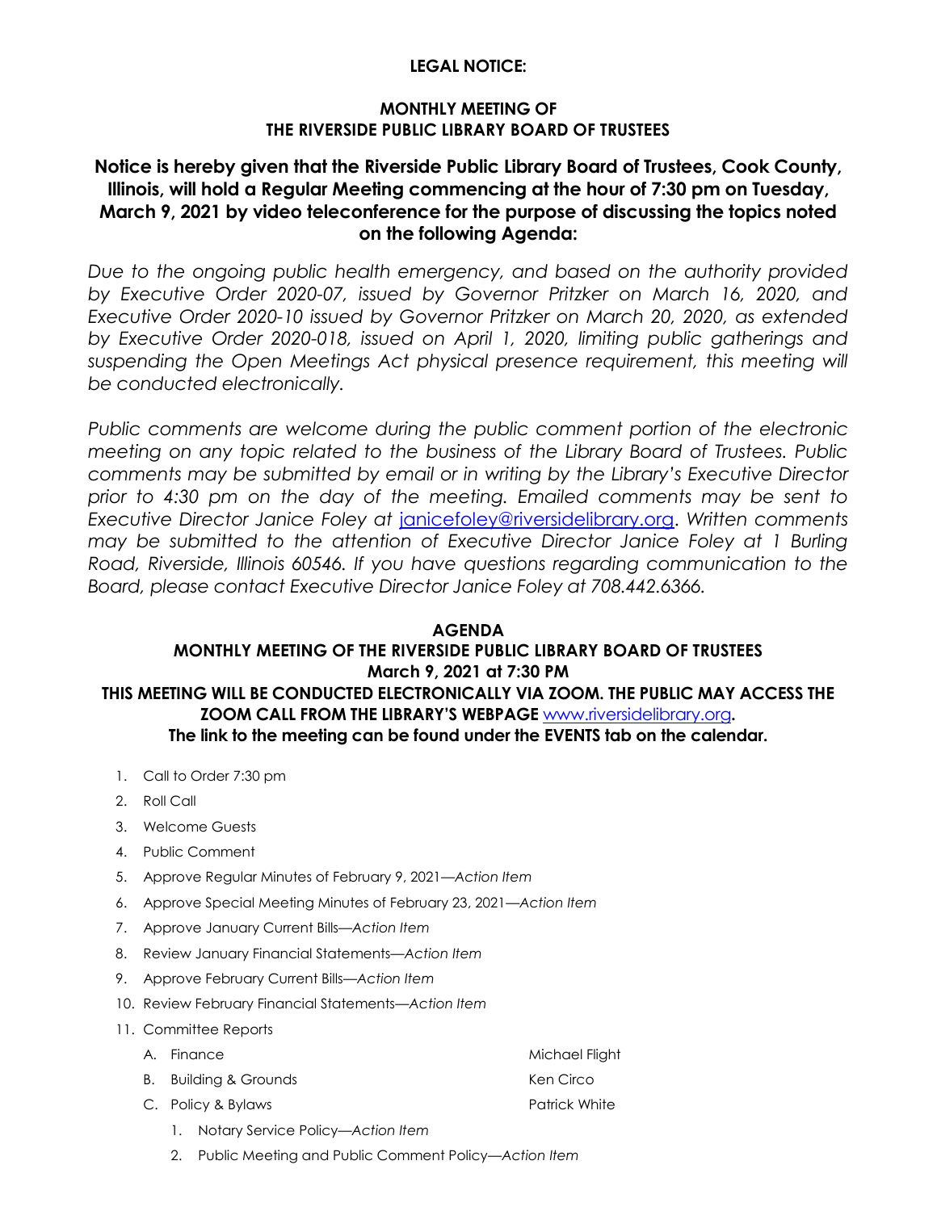**LEGAL NOTICE:**

**MONTHLY MEETING OF**
**THE RIVERSIDE PUBLIC LIBRARY BOARD OF TRUSTEES**

**Notice is hereby given that the Riverside Public Library Board of Trustees, Cook County, Illinois, will hold a Regular Meeting commencing at the hour of 7:30 pm on Tuesday, March 9, 2021 by video teleconference for the purpose of discussing the topics noted on the following Agenda:**

*Due to the ongoing public health emergency, and based on the authority provided by Executive Order 2020-07, issued by Governor Pritzker on March 16, 2020, and Executive Order 2020-10 issued by Governor Pritzker on March 20, 2020, as extended by Executive Order 2020-018, issued on April 1, 2020, limiting public gatherings and suspending the Open Meetings Act physical presence requirement, this meeting will be conducted electronically.*

*Public comments are welcome during the public comment portion of the electronic meeting on any topic related to the business of the Library Board of Trustees. Public comments may be submitted by email or in writing by the Library's Executive Director prior to 4:30 pm on the day of the meeting. Emailed comments may be sent to Executive Director Janice Foley at janicefoley@riversidelibrary.org. Written comments may be submitted to the attention of Executive Director Janice Foley at 1 Burling Road, Riverside, Illinois 60546. If you have questions regarding communication to the Board, please contact Executive Director Janice Foley at 708.442.6366.*

**AGENDA**
**MONTHLY MEETING OF THE RIVERSIDE PUBLIC LIBRARY BOARD OF TRUSTEES**
**March 9, 2021 at 7:30 PM**
**THIS MEETING WILL BE CONDUCTED ELECTRONICALLY VIA ZOOM. THE PUBLIC MAY ACCESS THE ZOOM CALL FROM THE LIBRARY'S WEBPAGE www.riversidelibrary.org.**
**The link to the meeting can be found under the EVENTS tab on the calendar.**

1. Call to Order 7:30 pm
2. Roll Call
3. Welcome Guests
4. Public Comment
5. Approve Regular Minutes of February 9, 2021—*Action Item*
6. Approve Special Meeting Minutes of February 23, 2021—*Action Item*
7. Approve January Current Bills—*Action Item*
8. Review January Financial Statements—*Action Item*
9. Approve February Current Bills—*Action Item*
10. Review February Financial Statements—*Action Item*
11. Committee Reports
    - A. Finance — Michael Flight
    - B. Building & Grounds — Ken Circo
    - C. Policy & Bylaws — Patrick White
        1. Notary Service Policy—*Action Item*
        2. Public Meeting and Public Comment Policy—*Action Item*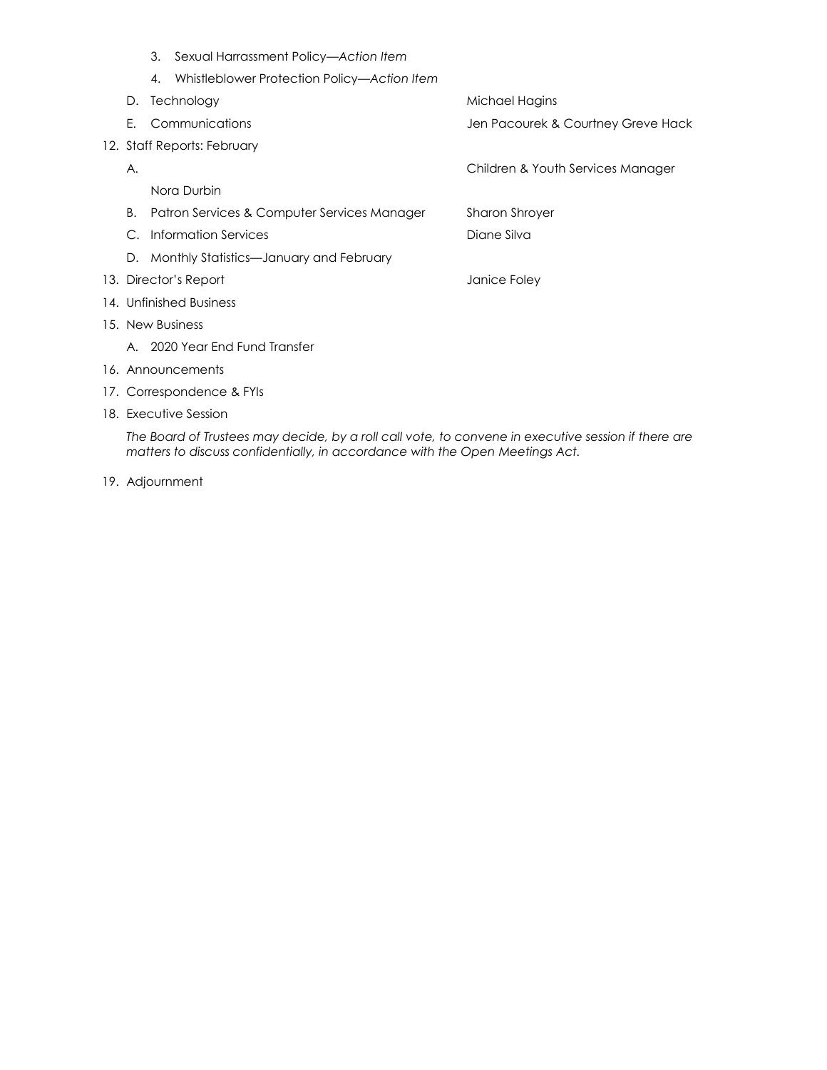3. Sexual Harrassment Policy—*Action Item*
4. Whistleblower Protection Policy—*Action Item*

D. Technology — Michael Hagins

E. Communications — Jen Pacourek & Courtney Greve Hack

12. Staff Reports: February

A. — Children & Youth Services Manager

Nora Durbin

B. Patron Services & Computer Services Manager — Sharon Shroyer

C. Information Services — Diane Silva

D. Monthly Statistics—January and February

13. Director's Report — Janice Foley

14. Unfinished Business

15. New Business

A. 2020 Year End Fund Transfer

16. Announcements

17. Correspondence & FYIs

18. Executive Session

*The Board of Trustees may decide, by a roll call vote, to convene in executive session if there are matters to discuss confidentially, in accordance with the Open Meetings Act.*

19. Adjournment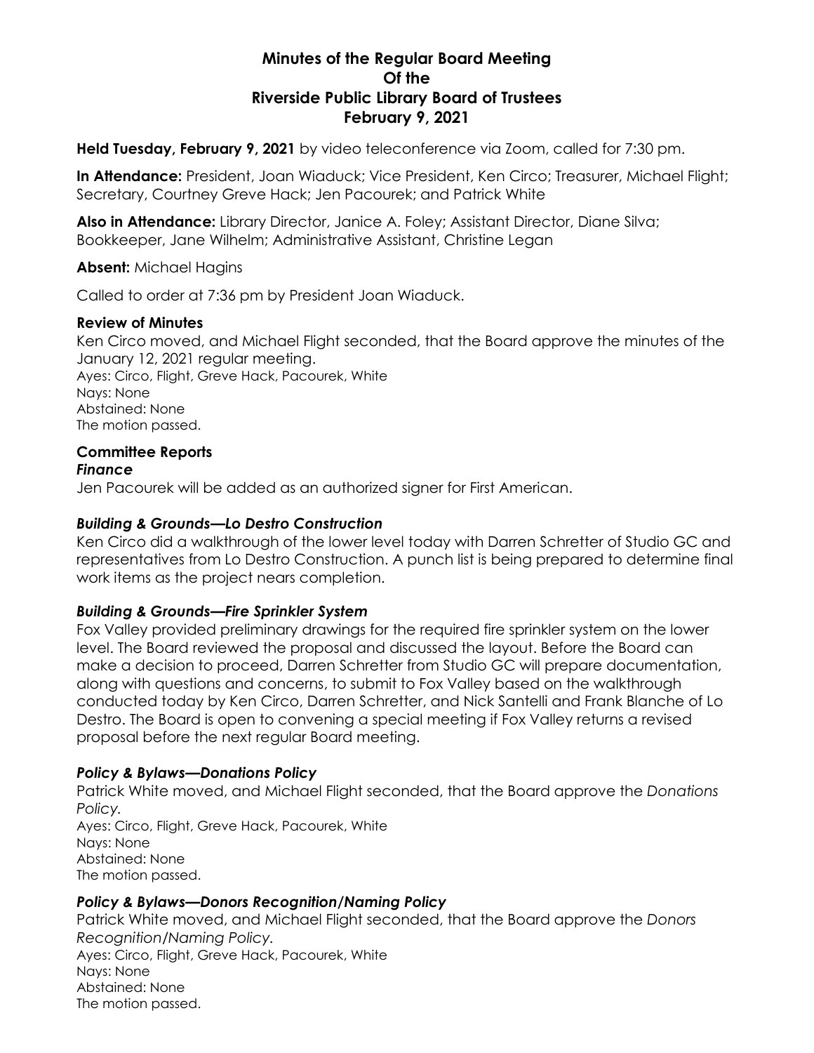# Minutes of the Regular Board Meeting
# Of the
# Riverside Public Library Board of Trustees
# February 9, 2021

**Held Tuesday, February 9, 2021** by video teleconference via Zoom, called for 7:30 pm.

**In Attendance:** President, Joan Wiaduck; Vice President, Ken Circo; Treasurer, Michael Flight; Secretary, Courtney Greve Hack; Jen Pacourek; and Patrick White

**Also in Attendance:** Library Director, Janice A. Foley; Assistant Director, Diane Silva; Bookkeeper, Jane Wilhelm; Administrative Assistant, Christine Legan

**Absent:** Michael Hagins

Called to order at 7:36 pm by President Joan Wiaduck.

## Review of Minutes

Ken Circo moved, and Michael Flight seconded, that the Board approve the minutes of the January 12, 2021 regular meeting.
Ayes: Circo, Flight, Greve Hack, Pacourek, White
Nays: None
Abstained: None
The motion passed.

## Committee Reports

### *Finance*

Jen Pacourek will be added as an authorized signer for First American.

### *Building & Grounds—Lo Destro Construction*

Ken Circo did a walkthrough of the lower level today with Darren Schretter of Studio GC and representatives from Lo Destro Construction. A punch list is being prepared to determine final work items as the project nears completion.

### *Building & Grounds—Fire Sprinkler System*

Fox Valley provided preliminary drawings for the required fire sprinkler system on the lower level. The Board reviewed the proposal and discussed the layout. Before the Board can make a decision to proceed, Darren Schretter from Studio GC will prepare documentation, along with questions and concerns, to submit to Fox Valley based on the walkthrough conducted today by Ken Circo, Darren Schretter, and Nick Santelli and Frank Blanche of Lo Destro. The Board is open to convening a special meeting if Fox Valley returns a revised proposal before the next regular Board meeting.

### *Policy & Bylaws—Donations Policy*

Patrick White moved, and Michael Flight seconded, that the Board approve the *Donations Policy*.
Ayes: Circo, Flight, Greve Hack, Pacourek, White
Nays: None
Abstained: None
The motion passed.

### *Policy & Bylaws—Donors Recognition/Naming Policy*

Patrick White moved, and Michael Flight seconded, that the Board approve the *Donors Recognition/Naming Policy*.
Ayes: Circo, Flight, Greve Hack, Pacourek, White
Nays: None
Abstained: None
The motion passed.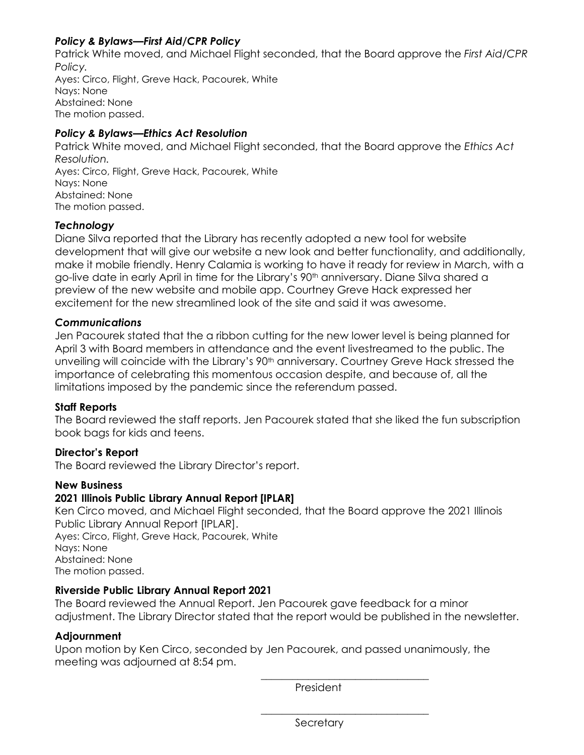### *Policy & Bylaws—First Aid/CPR Policy*

Patrick White moved, and Michael Flight seconded, that the Board approve the *First Aid/CPR Policy.*
Ayes: Circo, Flight, Greve Hack, Pacourek, White
Nays: None
Abstained: None
The motion passed.

### *Policy & Bylaws—Ethics Act Resolution*

Patrick White moved, and Michael Flight seconded, that the Board approve the *Ethics Act Resolution.*
Ayes: Circo, Flight, Greve Hack, Pacourek, White
Nays: None
Abstained: None
The motion passed.

### *Technology*

Diane Silva reported that the Library has recently adopted a new tool for website development that will give our website a new look and better functionality, and additionally, make it mobile friendly. Henry Calamia is working to have it ready for review in March, with a go-live date in early April in time for the Library's 90th anniversary. Diane Silva shared a preview of the new website and mobile app. Courtney Greve Hack expressed her excitement for the new streamlined look of the site and said it was awesome.

### *Communications*

Jen Pacourek stated that the a ribbon cutting for the new lower level is being planned for April 3 with Board members in attendance and the event livestreamed to the public. The unveiling will coincide with the Library's 90th anniversary. Courtney Greve Hack stressed the importance of celebrating this momentous occasion despite, and because of, all the limitations imposed by the pandemic since the referendum passed.

### Staff Reports

The Board reviewed the staff reports. Jen Pacourek stated that she liked the fun subscription book bags for kids and teens.

### Director's Report

The Board reviewed the Library Director's report.

### New Business

#### 2021 Illinois Public Library Annual Report [IPLAR]

Ken Circo moved, and Michael Flight seconded, that the Board approve the 2021 Illinois Public Library Annual Report [IPLAR].
Ayes: Circo, Flight, Greve Hack, Pacourek, White
Nays: None
Abstained: None
The motion passed.

#### Riverside Public Library Annual Report 2021

The Board reviewed the Annual Report. Jen Pacourek gave feedback for a minor adjustment. The Library Director stated that the report would be published in the newsletter.

### Adjournment

Upon motion by Ken Circo, seconded by Jen Pacourek, and passed unanimously, the meeting was adjourned at 8:54 pm.

\_\_\_\_\_\_\_\_\_\_\_\_\_\_\_\_\_\_\_\_\_\_\_\_\_\_\_\_\_\_\_\_
President

\_\_\_\_\_\_\_\_\_\_\_\_\_\_\_\_\_\_\_\_\_\_\_\_\_\_\_\_\_\_\_\_
Secretary